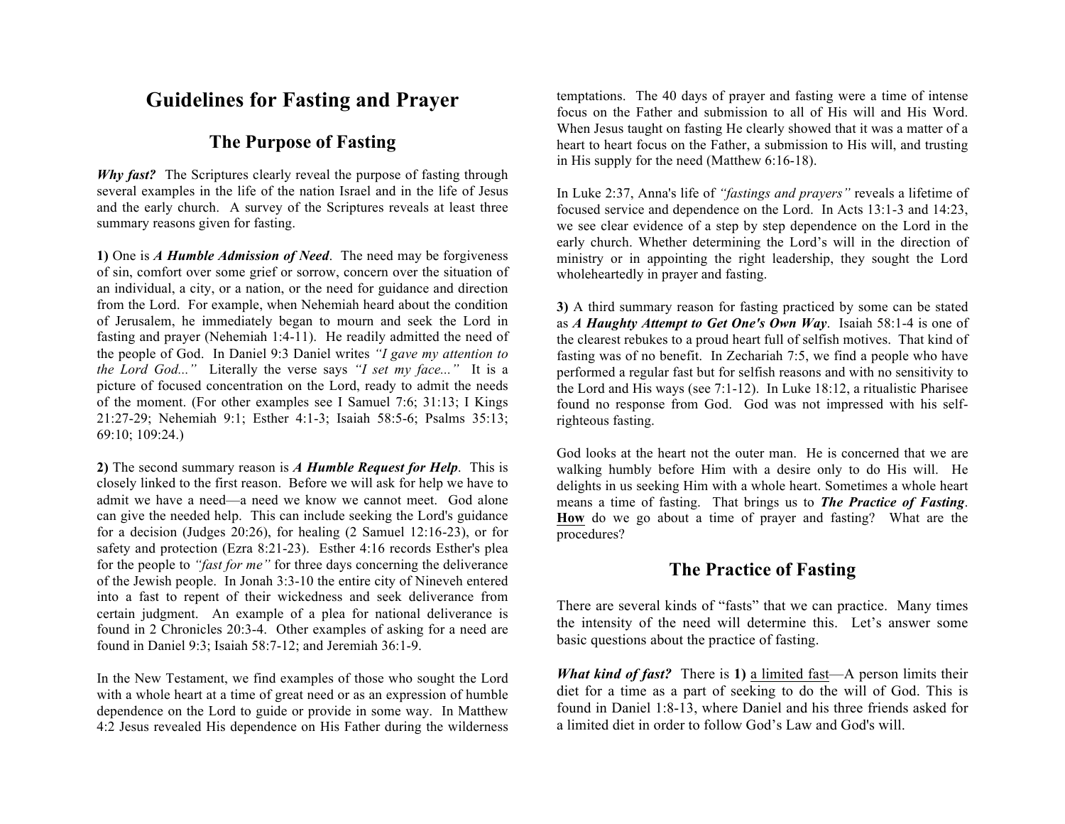# Guidelines for Fasting and Prayer

## The Purpose of Fasting

***Why fast?*** The Scriptures clearly reveal the purpose of fasting through several examples in the life of the nation Israel and in the life of Jesus and the early church. A survey of the Scriptures reveals at least three summary reasons given for fasting.

**1)** One is ***A Humble Admission of Need***. The need may be forgiveness of sin, comfort over some grief or sorrow, concern over the situation of an individual, a city, or a nation, or the need for guidance and direction from the Lord. For example, when Nehemiah heard about the condition of Jerusalem, he immediately began to mourn and seek the Lord in fasting and prayer (Nehemiah 1:4-11). He readily admitted the need of the people of God. In Daniel 9:3 Daniel writes *"I gave my attention to the Lord God..."* Literally the verse says *"I set my face..."* It is a picture of focused concentration on the Lord, ready to admit the needs of the moment. (For other examples see I Samuel 7:6; 31:13; I Kings 21:27-29; Nehemiah 9:1; Esther 4:1-3; Isaiah 58:5-6; Psalms 35:13; 69:10; 109:24.)

**2)** The second summary reason is ***A Humble Request for Help***. This is closely linked to the first reason. Before we will ask for help we have to admit we have a need—a need we know we cannot meet. God alone can give the needed help. This can include seeking the Lord's guidance for a decision (Judges 20:26), for healing (2 Samuel 12:16-23), or for safety and protection (Ezra 8:21-23). Esther 4:16 records Esther's plea for the people to *"fast for me"* for three days concerning the deliverance of the Jewish people. In Jonah 3:3-10 the entire city of Nineveh entered into a fast to repent of their wickedness and seek deliverance from certain judgment. An example of a plea for national deliverance is found in 2 Chronicles 20:3-4. Other examples of asking for a need are found in Daniel 9:3; Isaiah 58:7-12; and Jeremiah 36:1-9.

In the New Testament, we find examples of those who sought the Lord with a whole heart at a time of great need or as an expression of humble dependence on the Lord to guide or provide in some way. In Matthew 4:2 Jesus revealed His dependence on His Father during the wilderness temptations. The 40 days of prayer and fasting were a time of intense focus on the Father and submission to all of His will and His Word. When Jesus taught on fasting He clearly showed that it was a matter of a heart to heart focus on the Father, a submission to His will, and trusting in His supply for the need (Matthew 6:16-18).

In Luke 2:37, Anna's life of *"fastings and prayers"* reveals a lifetime of focused service and dependence on the Lord. In Acts 13:1-3 and 14:23, we see clear evidence of a step by step dependence on the Lord in the early church. Whether determining the Lord's will in the direction of ministry or in appointing the right leadership, they sought the Lord wholeheartedly in prayer and fasting.

**3)** A third summary reason for fasting practiced by some can be stated as ***A Haughty Attempt to Get One's Own Way***. Isaiah 58:1-4 is one of the clearest rebukes to a proud heart full of selfish motives. That kind of fasting was of no benefit. In Zechariah 7:5, we find a people who have performed a regular fast but for selfish reasons and with no sensitivity to the Lord and His ways (see 7:1-12). In Luke 18:12, a ritualistic Pharisee found no response from God. God was not impressed with his self-righteous fasting.

God looks at the heart not the outer man. He is concerned that we are walking humbly before Him with a desire only to do His will. He delights in us seeking Him with a whole heart. Sometimes a whole heart means a time of fasting. That brings us to ***The Practice of Fasting***. <u>**How**</u> do we go about a time of prayer and fasting? What are the procedures?

## The Practice of Fasting

There are several kinds of "fasts" that we can practice. Many times the intensity of the need will determine this. Let's answer some basic questions about the practice of fasting.

***What kind of fast?*** There is **1)** <u>a limited fast</u>—A person limits their diet for a time as a part of seeking to do the will of God. This is found in Daniel 1:8-13, where Daniel and his three friends asked for a limited diet in order to follow God's Law and God's will.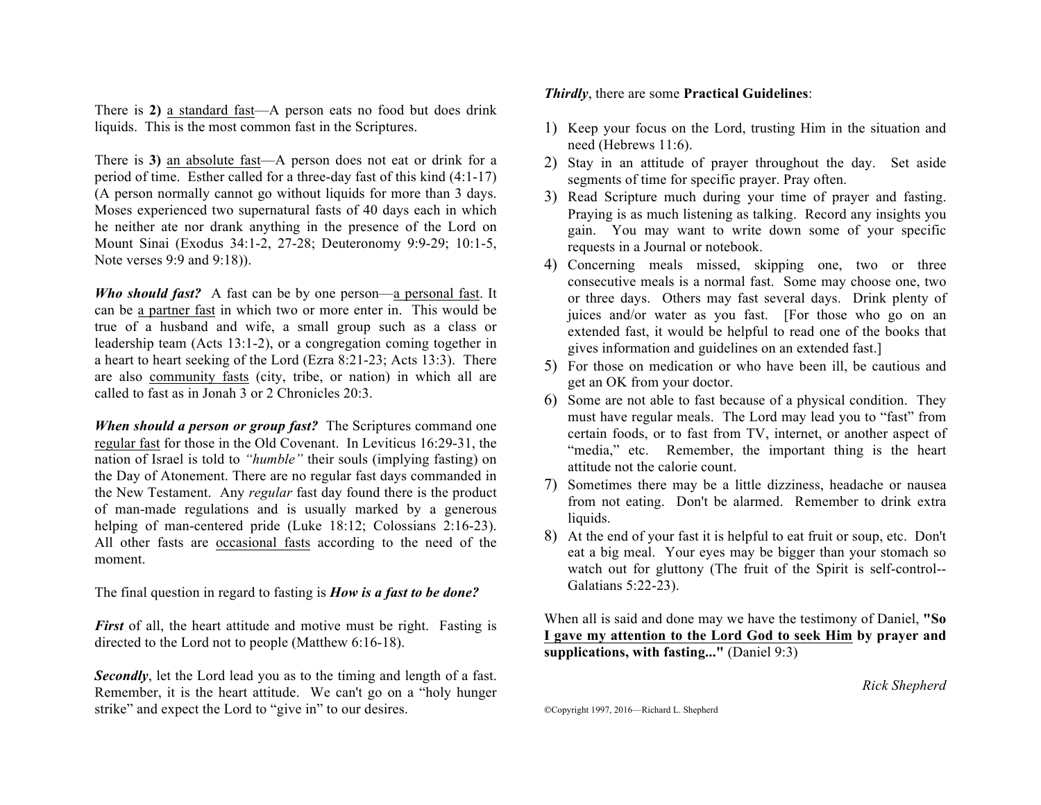There is **2)** a standard fast—A person eats no food but does drink liquids. This is the most common fast in the Scriptures.

There is **3)** an absolute fast—A person does not eat or drink for a period of time. Esther called for a three-day fast of this kind (4:1-17) (A person normally cannot go without liquids for more than 3 days. Moses experienced two supernatural fasts of 40 days each in which he neither ate nor drank anything in the presence of the Lord on Mount Sinai (Exodus 34:1-2, 27-28; Deuteronomy 9:9-29; 10:1-5, Note verses 9:9 and 9:18)).

***Who should fast?*** A fast can be by one person—a personal fast. It can be a partner fast in which two or more enter in. This would be true of a husband and wife, a small group such as a class or leadership team (Acts 13:1-2), or a congregation coming together in a heart to heart seeking of the Lord (Ezra 8:21-23; Acts 13:3). There are also community fasts (city, tribe, or nation) in which all are called to fast as in Jonah 3 or 2 Chronicles 20:3.

***When should a person or group fast?*** The Scriptures command one regular fast for those in the Old Covenant. In Leviticus 16:29-31, the nation of Israel is told to *"humble"* their souls (implying fasting) on the Day of Atonement. There are no regular fast days commanded in the New Testament. Any *regular* fast day found there is the product of man-made regulations and is usually marked by a generous helping of man-centered pride (Luke 18:12; Colossians 2:16-23). All other fasts are occasional fasts according to the need of the moment.

The final question in regard to fasting is ***How is a fast to be done?***

***First*** of all, the heart attitude and motive must be right. Fasting is directed to the Lord not to people (Matthew 6:16-18).

***Secondly***, let the Lord lead you as to the timing and length of a fast. Remember, it is the heart attitude. We can't go on a "holy hunger strike" and expect the Lord to "give in" to our desires.

***Thirdly***, there are some **Practical Guidelines**:

1) Keep your focus on the Lord, trusting Him in the situation and need (Hebrews 11:6).
2) Stay in an attitude of prayer throughout the day. Set aside segments of time for specific prayer. Pray often.
3) Read Scripture much during your time of prayer and fasting. Praying is as much listening as talking. Record any insights you gain. You may want to write down some of your specific requests in a Journal or notebook.
4) Concerning meals missed, skipping one, two or three consecutive meals is a normal fast. Some may choose one, two or three days. Others may fast several days. Drink plenty of juices and/or water as you fast. [For those who go on an extended fast, it would be helpful to read one of the books that gives information and guidelines on an extended fast.]
5) For those on medication or who have been ill, be cautious and get an OK from your doctor.
6) Some are not able to fast because of a physical condition. They must have regular meals. The Lord may lead you to "fast" from certain foods, or to fast from TV, internet, or another aspect of "media," etc. Remember, the important thing is the heart attitude not the calorie count.
7) Sometimes there may be a little dizziness, headache or nausea from not eating. Don't be alarmed. Remember to drink extra liquids.
8) At the end of your fast it is helpful to eat fruit or soup, etc. Don't eat a big meal. Your eyes may be bigger than your stomach so watch out for gluttony (The fruit of the Spirit is self-control--Galatians 5:22-23).

When all is said and done may we have the testimony of Daniel, **"So I gave my attention to the Lord God to seek Him by prayer and supplications, with fasting..."** (Daniel 9:3)

*Rick Shepherd*

©Copyright 1997, 2016—Richard L. Shepherd